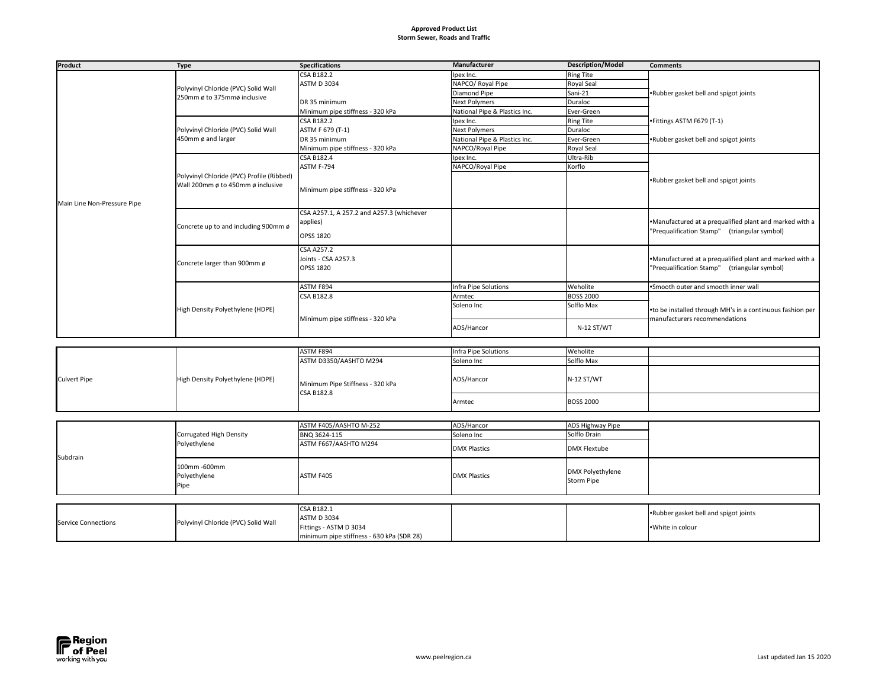# Approved Product List
## Storm Sewer, Roads and Traffic

| Product | Type | Specifications | Manufacturer | Description/Model | Comments |
|---|---|---|---|---|---|
| Main Line Non-Pressure Pipe | Polyvinyl Chloride (PVC) Solid Wall 250mm ø to 375mmø inclusive | CSA B182.2 | Ipex Inc. | Ring Tite | •Rubber gasket bell and spigot joints |
| | | ASTM D 3034 | NAPCO/ Royal Pipe | Royal Seal | |
| | | | Diamond Pipe | Sani-21 | |
| | | DR 35 minimum | Next Polymers | Duraloc | |
| | | Minimum pipe stiffness - 320 kPa | National Pipe & Plastics Inc. | Ever-Green | |
| | Polyvinyl Chloride (PVC) Solid Wall 450mm ø and larger | CSA B182.2 | Ipex Inc. | Ring Tite | •Fittings ASTM F679 (T-1) |
| | | ASTM F 679 (T-1) | Next Polymers | Duraloc | |
| | | DR 35 minimum | National Pipe & Plastics Inc. | Ever-Green | •Rubber gasket bell and spigot joints |
| | | Minimum pipe stiffness - 320 kPa | NAPCO/Royal Pipe | Royal Seal | |
| | Polyvinyl Chloride (PVC) Profile (Ribbed) Wall 200mm ø to 450mm ø inclusive | CSA B182.4 | Ipex Inc. | Ultra-Rib | •Rubber gasket bell and spigot joints |
| | | ASTM F-794 | NAPCO/Royal Pipe | Korflo | |
| | | Minimum pipe stiffness - 320 kPa | | | |
| | Concrete up to and including 900mm ø | CSA A257.1, A 257.2 and A257.3 (whichever applies)<br>OPSS 1820 | | | •Manufactured at a prequalified plant and marked with a "Prequalification Stamp" (triangular symbol) |
| | Concrete larger than 900mm ø | CSA A257.2<br>Joints - CSA A257.3<br>OPSS 1820 | | | •Manufactured at a prequalified plant and marked with a "Prequalification Stamp" (triangular symbol) |
| | High Density Polyethylene (HDPE) | ASTM F894 | Infra Pipe Solutions | Weholite | •Smooth outer and smooth inner wall |
| | | CSA B182.8 | Armtec | BOSS 2000 | •to be installed through MH's in a continuous fashion per manufacturers recommendations |
| | | Minimum pipe stiffness - 320 kPa | Soleno Inc | Solflo Max | |
| | | | ADS/Hancor | N-12 ST/WT | |
| Culvert Pipe | High Density Polyethylene (HDPE) | ASTM F894 | Infra Pipe Solutions | Weholite | |
| | | ASTM D3350/AASHTO M294 | Soleno Inc | Solflo Max | |
| | | Minimum Pipe Stiffness - 320 kPa<br>CSA B182.8 | ADS/Hancor | N-12 ST/WT | |
| | | | Armtec | BOSS 2000 | |
| Subdrain | Corrugated High Density Polyethylene | ASTM F405/AASHTO M-252 | ADS/Hancor | ADS Highway Pipe | |
| | | BNQ 3624-115 | Soleno Inc | Solflo Drain | |
| | | ASTM F667/AASHTO M294 | DMX Plastics | DMX Flextube | |
| | 100mm -600mm Polyethylene Pipe | ASTM F405 | DMX Plastics | DMX Polyethylene Storm Pipe | |
| Service Connections | Polyvinyl Chloride (PVC) Solid Wall | CSA B182.1<br>ASTM D 3034<br>Fittings - ASTM D 3034<br>minimum pipe stiffness - 630 kPa (SDR 28) | | | •Rubber gasket bell and spigot joints<br>•White in colour |

www.peelregion.ca

Last updated Jan 15 2020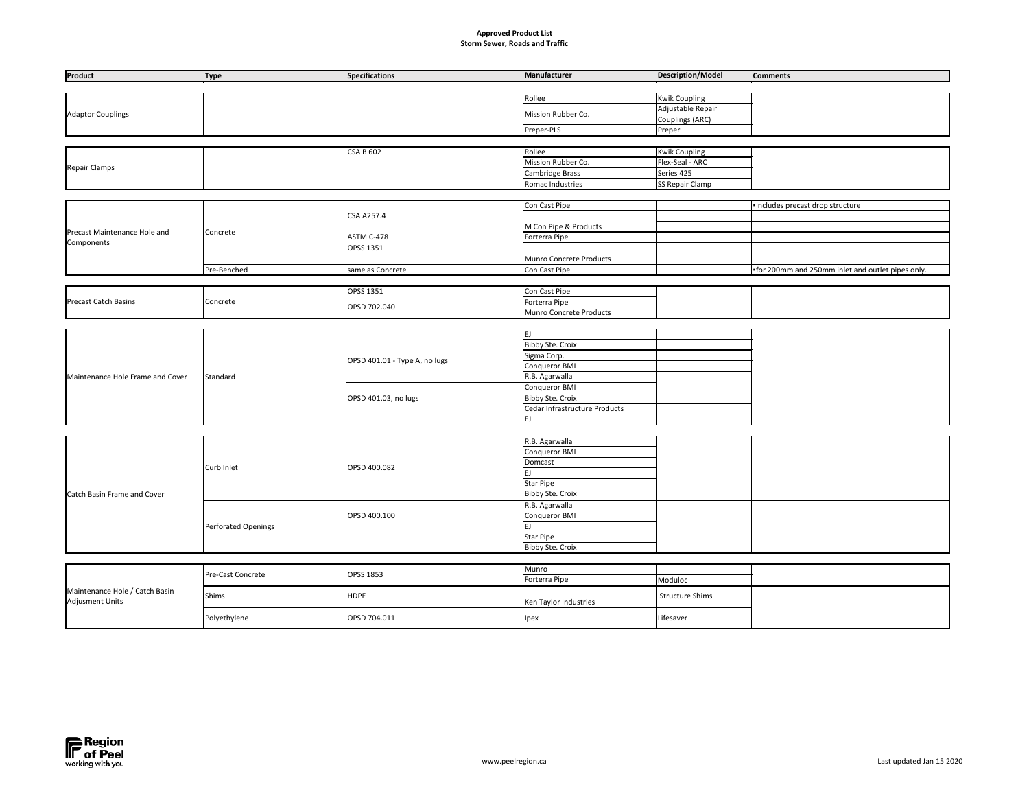**Approved Product List**
**Storm Sewer, Roads and Traffic**

| Product | Type | Specifications | Manufacturer | Description/Model | Comments |
|---|---|---|---|---|---|
| Adaptor Couplings | | | Rollee | Kwik Coupling | |
| | | | Mission Rubber Co. | Adjustable Repair Couplings (ARC) | |
| | | | Preper-PLS | Preper | |
| Repair Clamps | | CSA B 602 | Rollee | Kwik Coupling | |
| | | | Mission Rubber Co. | Flex-Seal - ARC | |
| | | | Cambridge Brass | Series 425 | |
| | | | Romac Industries | SS Repair Clamp | |
| Precast Maintenance Hole and Components | Concrete | CSA A257.4 ASTM C-478 OPSS 1351 | Con Cast Pipe | | •Includes precast drop structure |
| | | | M Con Pipe & Products | | |
| | | | Forterra Pipe | | |
| | | | Munro Concrete Products | | |
| | Pre-Benched | same as Concrete | Con Cast Pipe | | •for 200mm and 250mm inlet and outlet pipes only. |
| Precast Catch Basins | Concrete | OPSS 1351 OPSD 702.040 | Con Cast Pipe | | |
| | | | Forterra Pipe | | |
| | | | Munro Concrete Products | | |
| Maintenance Hole Frame and Cover | Standard | OPSD 401.01 - Type A, no lugs | EJ | | |
| | | | Bibby Ste. Croix | | |
| | | | Sigma Corp. | | |
| | | | Conqueror BMI | | |
| | | | R.B. Agarwalla | | |
| | | OPSD 401.03, no lugs | Conqueror BMI | | |
| | | | Bibby Ste. Croix | | |
| | | | Cedar Infrastructure Products | | |
| | | | EJ | | |
| Catch Basin Frame and Cover | Curb Inlet | OPSD 400.082 | R.B. Agarwalla | | |
| | | | Conqueror BMI | | |
| | | | Domcast | | |
| | | | EJ | | |
| | | | Star Pipe | | |
| | | | Bibby Ste. Croix | | |
| | Perforated Openings | OPSD 400.100 | R.B. Agarwalla | | |
| | | | Conqueror BMI | | |
| | | | EJ | | |
| | | | Star Pipe | | |
| | | | Bibby Ste. Croix | | |
| Maintenance Hole / Catch Basin Adjusment Units | Pre-Cast Concrete | OPSS 1853 | Munro | | |
| | | | Forterra Pipe | Moduloc | |
| | Shims | HDPE | Ken Taylor Industries | Structure Shims | |
| | Polyethylene | OPSD 704.011 | Ipex | Lifesaver | |

www.peelregion.ca

Last updated Jan 15 2020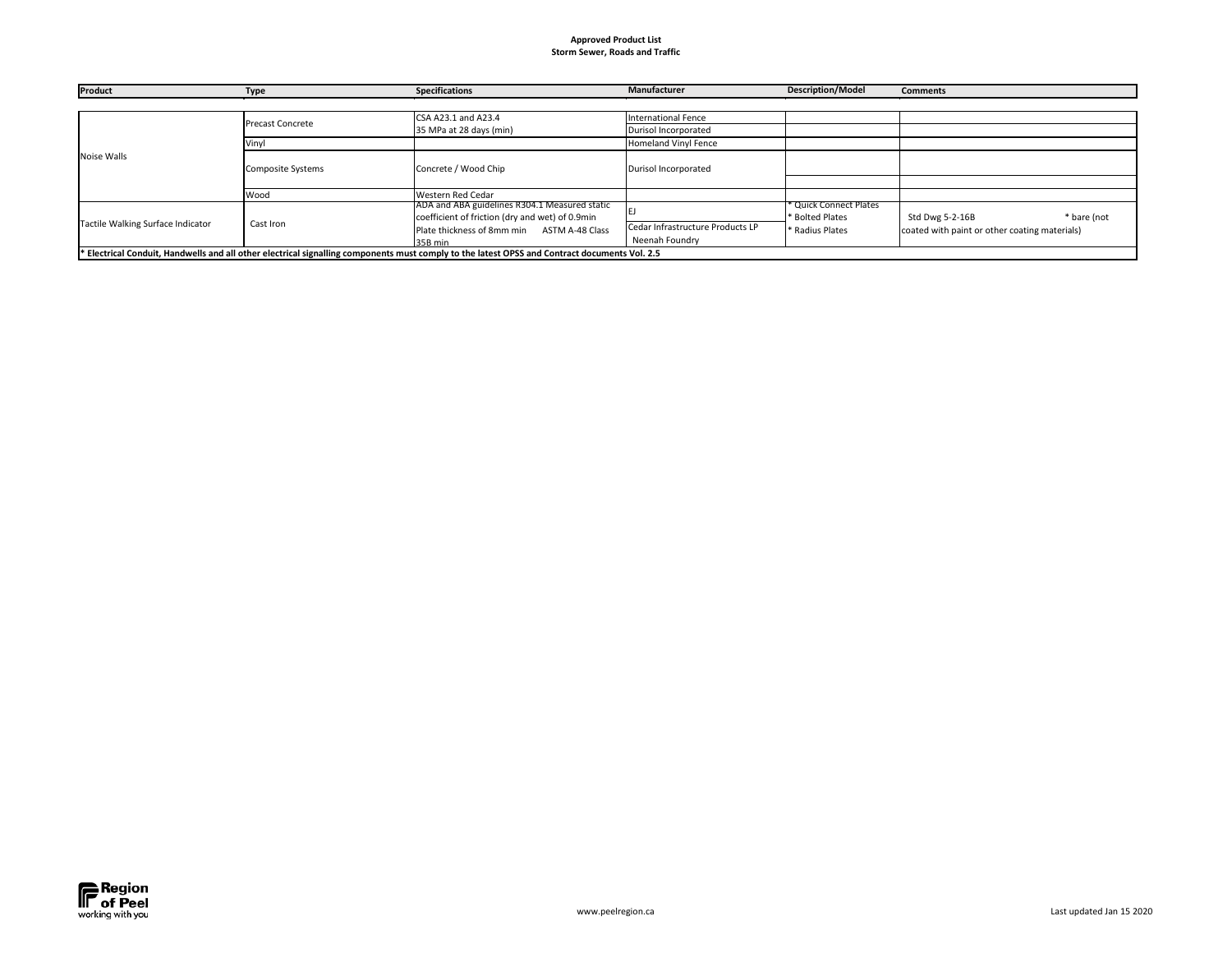**Approved Product List**
**Storm Sewer, Roads and Traffic**

| Product | Type | Specifications | Manufacturer | Description/Model | Comments |
|---|---|---|---|---|---|
| Noise Walls | Precast Concrete | CSA A23.1 and A23.4 | International Fence | | |
| | | 35 MPa at 28 days (min) | Durisol Incorporated | | |
| | Vinyl | | Homeland Vinyl Fence | | |
| | Composite Systems | Concrete / Wood Chip | Durisol Incorporated | | |
| | Wood | Western Red Cedar | | | |
| Tactile Walking Surface Indicator | Cast Iron | ADA and ABA guidelines R304.1 Measured static coefficient of friction (dry and wet) of 0.9min Plate thickness of 8mm min ASTM A-48 Class 35B min | EJ | * Quick Connect Plates * Bolted Plates * Radius Plates | Std Dwg 5-2-16B * bare (not coated with paint or other coating materials) |
| | | | Cedar Infrastructure Products LP Neenah Foundry | | |
| * Electrical Conduit, Handwells and all other electrical signalling components must comply to the latest OPSS and Contract documents Vol. 2.5 | | | | | |

www.peelregion.ca

Last updated Jan 15 2020